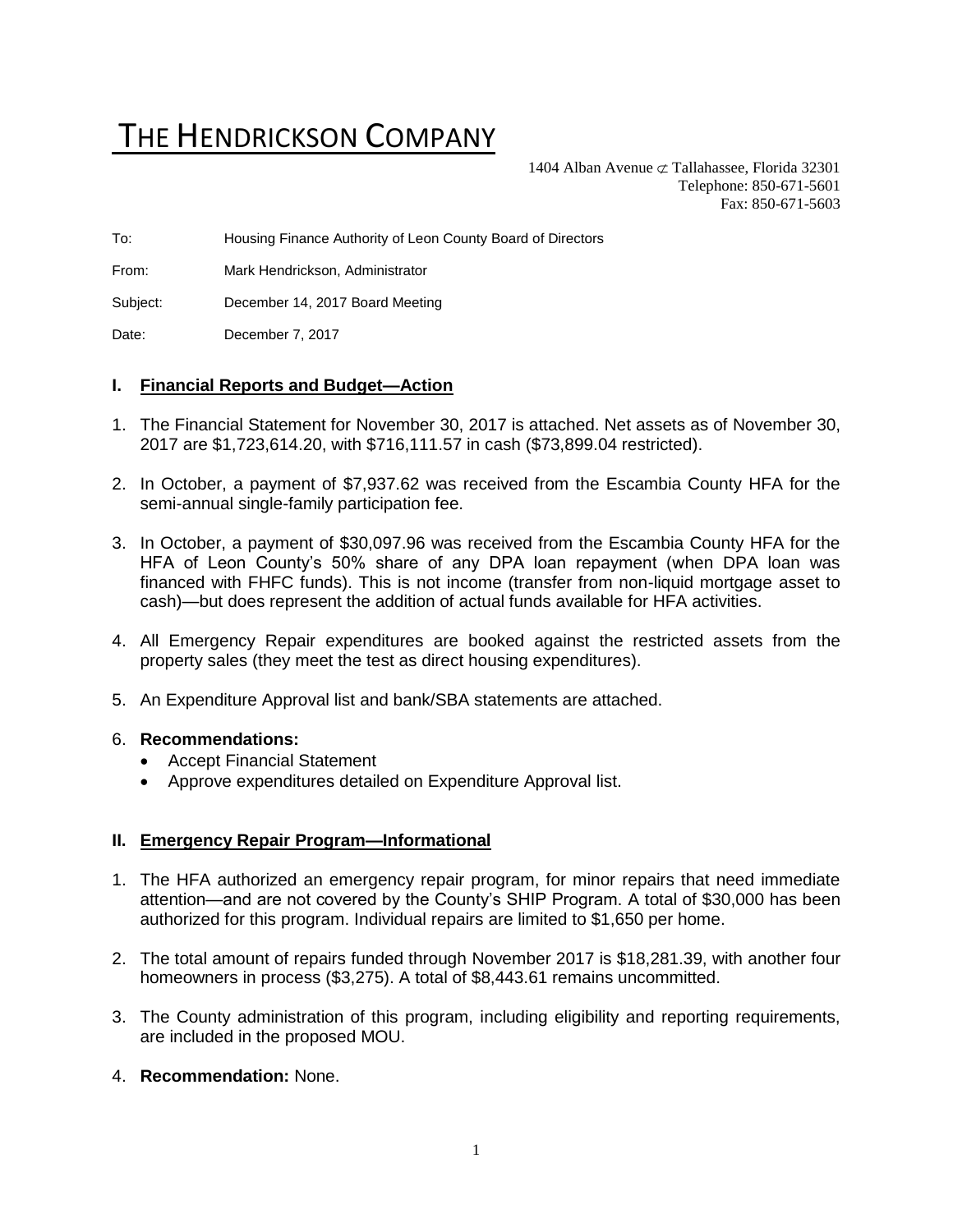# THE HENDRICKSON COMPANY

1404 Alban Avenue ⊄ Tallahassee, Florida 32301
Telephone: 850-671-5601
Fax: 850-671-5603

To: Housing Finance Authority of Leon County Board of Directors

From: Mark Hendrickson, Administrator

Subject: December 14, 2017 Board Meeting

Date: December 7, 2017

## I. Financial Reports and Budget—Action

1. The Financial Statement for November 30, 2017 is attached. Net assets as of November 30, 2017 are $1,723,614.20, with $716,111.57 in cash ($73,899.04 restricted).
2. In October, a payment of $7,937.62 was received from the Escambia County HFA for the semi-annual single-family participation fee.
3. In October, a payment of $30,097.96 was received from the Escambia County HFA for the HFA of Leon County's 50% share of any DPA loan repayment (when DPA loan was financed with FHFC funds). This is not income (transfer from non-liquid mortgage asset to cash)—but does represent the addition of actual funds available for HFA activities.
4. All Emergency Repair expenditures are booked against the restricted assets from the property sales (they meet the test as direct housing expenditures).
5. An Expenditure Approval list and bank/SBA statements are attached.
6. **Recommendations:**
   - Accept Financial Statement
   - Approve expenditures detailed on Expenditure Approval list.

## II. Emergency Repair Program—Informational

1. The HFA authorized an emergency repair program, for minor repairs that need immediate attention—and are not covered by the County's SHIP Program. A total of $30,000 has been authorized for this program. Individual repairs are limited to $1,650 per home.
2. The total amount of repairs funded through November 2017 is $18,281.39, with another four homeowners in process ($3,275). A total of $8,443.61 remains uncommitted.
3. The County administration of this program, including eligibility and reporting requirements, are included in the proposed MOU.
4. **Recommendation:** None.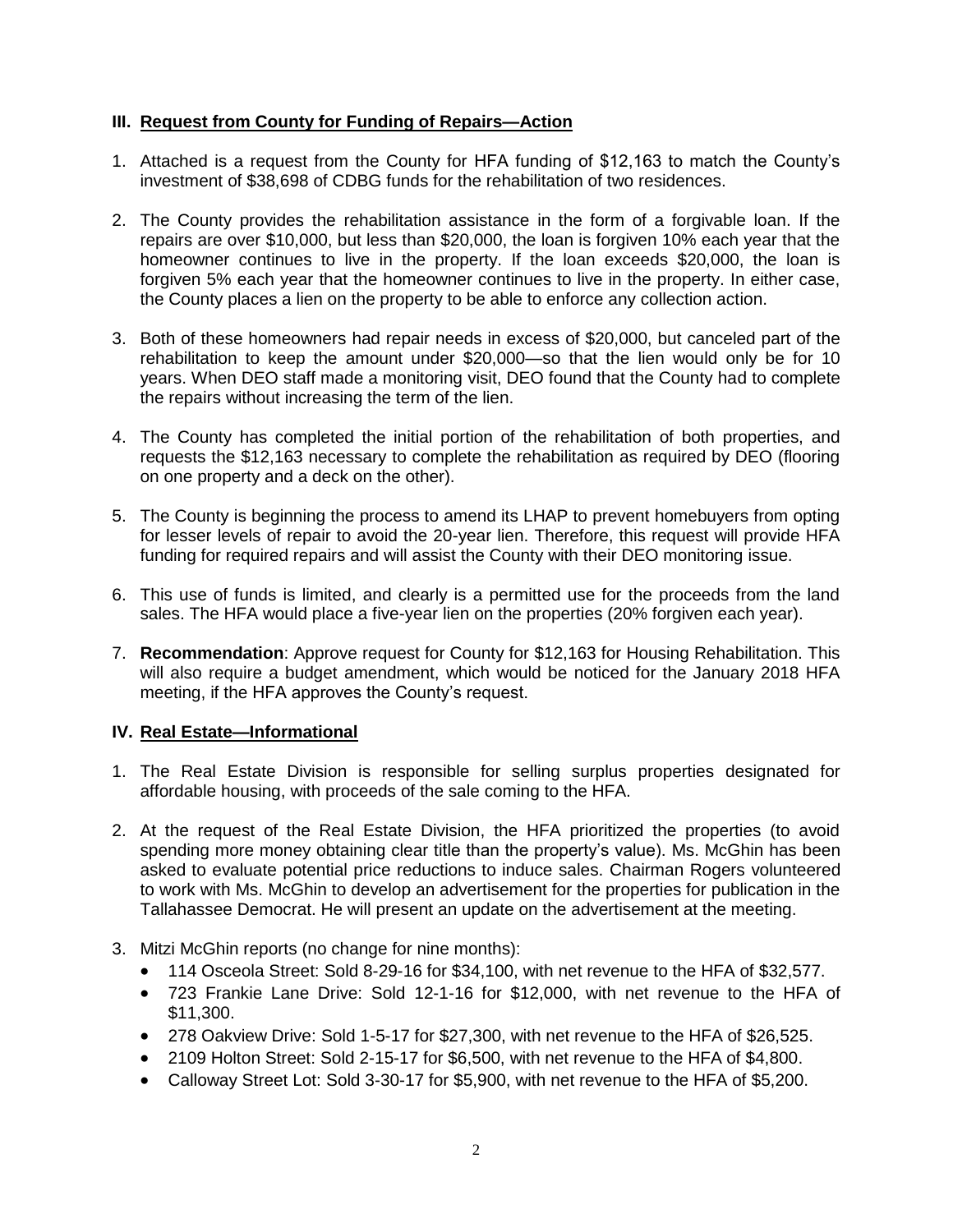## III. Request from County for Funding of Repairs—Action

1. Attached is a request from the County for HFA funding of $12,163 to match the County's investment of $38,698 of CDBG funds for the rehabilitation of two residences.

2. The County provides the rehabilitation assistance in the form of a forgivable loan. If the repairs are over $10,000, but less than $20,000, the loan is forgiven 10% each year that the homeowner continues to live in the property. If the loan exceeds $20,000, the loan is forgiven 5% each year that the homeowner continues to live in the property. In either case, the County places a lien on the property to be able to enforce any collection action.

3. Both of these homeowners had repair needs in excess of $20,000, but canceled part of the rehabilitation to keep the amount under $20,000—so that the lien would only be for 10 years. When DEO staff made a monitoring visit, DEO found that the County had to complete the repairs without increasing the term of the lien.

4. The County has completed the initial portion of the rehabilitation of both properties, and requests the $12,163 necessary to complete the rehabilitation as required by DEO (flooring on one property and a deck on the other).

5. The County is beginning the process to amend its LHAP to prevent homebuyers from opting for lesser levels of repair to avoid the 20-year lien. Therefore, this request will provide HFA funding for required repairs and will assist the County with their DEO monitoring issue.

6. This use of funds is limited, and clearly is a permitted use for the proceeds from the land sales. The HFA would place a five-year lien on the properties (20% forgiven each year).

7. **Recommendation**: Approve request for County for $12,163 for Housing Rehabilitation. This will also require a budget amendment, which would be noticed for the January 2018 HFA meeting, if the HFA approves the County's request.

## IV. Real Estate—Informational

1. The Real Estate Division is responsible for selling surplus properties designated for affordable housing, with proceeds of the sale coming to the HFA.

2. At the request of the Real Estate Division, the HFA prioritized the properties (to avoid spending more money obtaining clear title than the property's value). Ms. McGhin has been asked to evaluate potential price reductions to induce sales. Chairman Rogers volunteered to work with Ms. McGhin to develop an advertisement for the properties for publication in the Tallahassee Democrat. He will present an update on the advertisement at the meeting.

3. Mitzi McGhin reports (no change for nine months):
   - 114 Osceola Street: Sold 8-29-16 for $34,100, with net revenue to the HFA of $32,577.
   - 723 Frankie Lane Drive: Sold 12-1-16 for $12,000, with net revenue to the HFA of $11,300.
   - 278 Oakview Drive: Sold 1-5-17 for $27,300, with net revenue to the HFA of $26,525.
   - 2109 Holton Street: Sold 2-15-17 for $6,500, with net revenue to the HFA of $4,800.
   - Calloway Street Lot: Sold 3-30-17 for $5,900, with net revenue to the HFA of $5,200.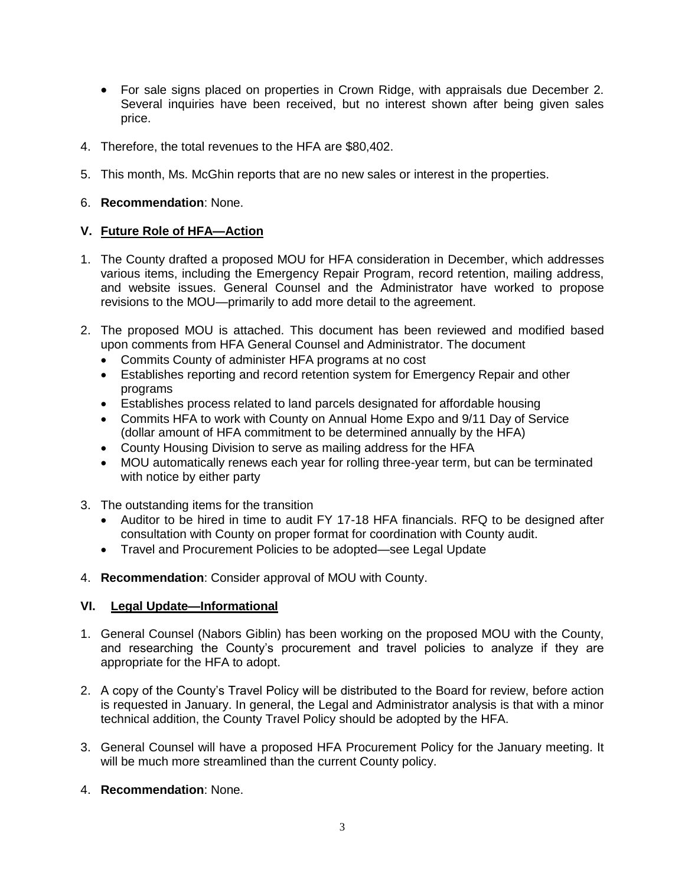- For sale signs placed on properties in Crown Ridge, with appraisals due December 2. Several inquiries have been received, but no interest shown after being given sales price.

4. Therefore, the total revenues to the HFA are $80,402.

5. This month, Ms. McGhin reports that are no new sales or interest in the properties.

6. **Recommendation**: None.

## V. Future Role of HFA—Action

1. The County drafted a proposed MOU for HFA consideration in December, which addresses various items, including the Emergency Repair Program, record retention, mailing address, and website issues. General Counsel and the Administrator have worked to propose revisions to the MOU—primarily to add more detail to the agreement.

2. The proposed MOU is attached. This document has been reviewed and modified based upon comments from HFA General Counsel and Administrator. The document
   - Commits County of administer HFA programs at no cost
   - Establishes reporting and record retention system for Emergency Repair and other programs
   - Establishes process related to land parcels designated for affordable housing
   - Commits HFA to work with County on Annual Home Expo and 9/11 Day of Service (dollar amount of HFA commitment to be determined annually by the HFA)
   - County Housing Division to serve as mailing address for the HFA
   - MOU automatically renews each year for rolling three-year term, but can be terminated with notice by either party

3. The outstanding items for the transition
   - Auditor to be hired in time to audit FY 17-18 HFA financials. RFQ to be designed after consultation with County on proper format for coordination with County audit.
   - Travel and Procurement Policies to be adopted—see Legal Update

4. **Recommendation**: Consider approval of MOU with County.

## VI. Legal Update—Informational

1. General Counsel (Nabors Giblin) has been working on the proposed MOU with the County, and researching the County's procurement and travel policies to analyze if they are appropriate for the HFA to adopt.

2. A copy of the County's Travel Policy will be distributed to the Board for review, before action is requested in January. In general, the Legal and Administrator analysis is that with a minor technical addition, the County Travel Policy should be adopted by the HFA.

3. General Counsel will have a proposed HFA Procurement Policy for the January meeting. It will be much more streamlined than the current County policy.

4. **Recommendation**: None.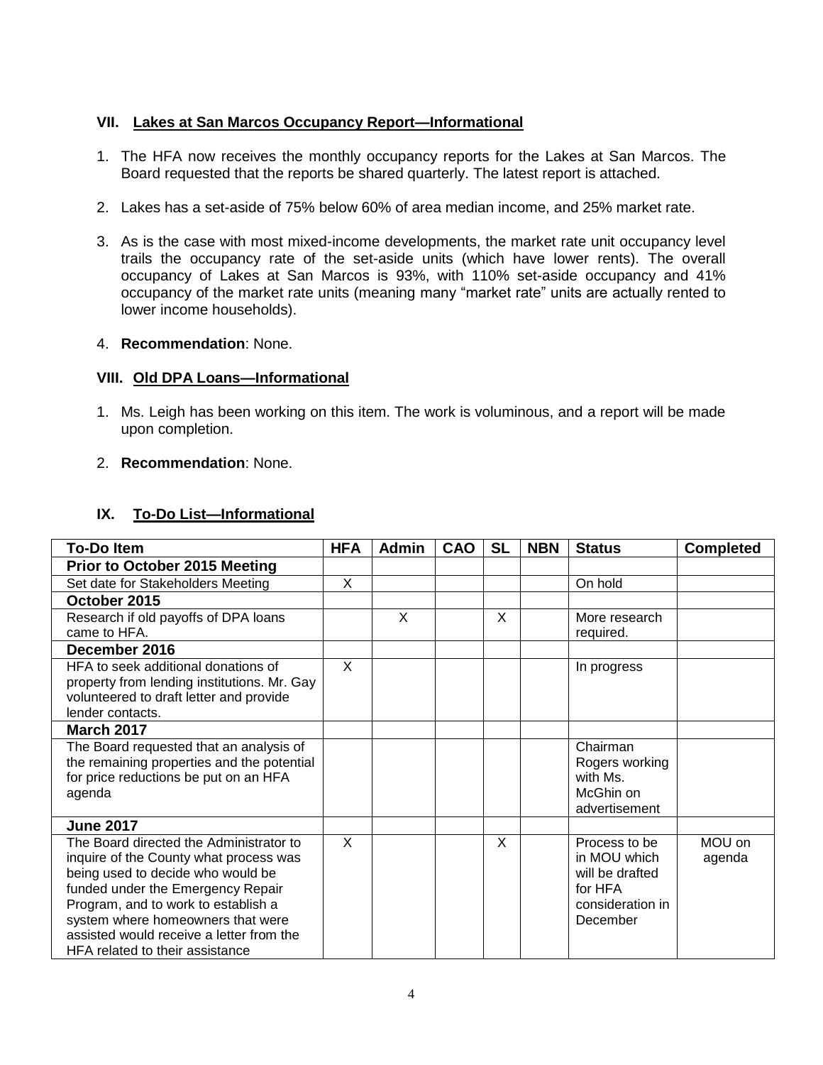## VII. Lakes at San Marcos Occupancy Report—Informational

1. The HFA now receives the monthly occupancy reports for the Lakes at San Marcos. The Board requested that the reports be shared quarterly. The latest report is attached.

2. Lakes has a set-aside of 75% below 60% of area median income, and 25% market rate.

3. As is the case with most mixed-income developments, the market rate unit occupancy level trails the occupancy rate of the set-aside units (which have lower rents). The overall occupancy of Lakes at San Marcos is 93%, with 110% set-aside occupancy and 41% occupancy of the market rate units (meaning many "market rate" units are actually rented to lower income households).

4. **Recommendation**: None.

## VIII. Old DPA Loans—Informational

1. Ms. Leigh has been working on this item. The work is voluminous, and a report will be made upon completion.

2. **Recommendation**: None.

## IX. To-Do List—Informational

| To-Do Item | HFA | Admin | CAO | SL | NBN | Status | Completed |
|---|---|---|---|---|---|---|---|
| **Prior to October 2015 Meeting** | | | | | | | |
| Set date for Stakeholders Meeting | X | | | | | On hold | |
| **October 2015** | | | | | | | |
| Research if old payoffs of DPA loans came to HFA. | | X | | X | | More research required. | |
| **December 2016** | | | | | | | |
| HFA to seek additional donations of property from lending institutions. Mr. Gay volunteered to draft letter and provide lender contacts. | X | | | | | In progress | |
| **March 2017** | | | | | | | |
| The Board requested that an analysis of the remaining properties and the potential for price reductions be put on an HFA agenda | | | | | | Chairman Rogers working with Ms. McGhin on advertisement | |
| **June 2017** | | | | | | | |
| The Board directed the Administrator to inquire of the County what process was being used to decide who would be funded under the Emergency Repair Program, and to work to establish a system where homeowners that were assisted would receive a letter from the HFA related to their assistance | X | | | X | | Process to be in MOU which will be drafted for HFA consideration in December | MOU on agenda |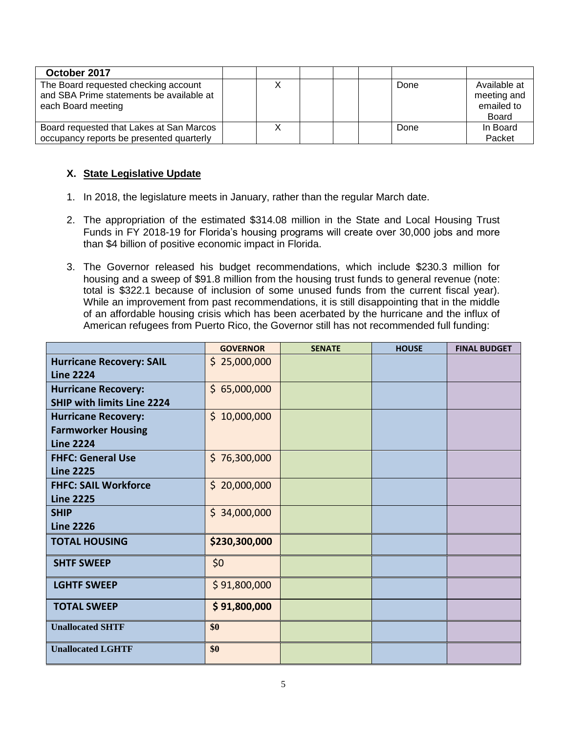| October 2017 | | | | | | |
|---|---|---|---|---|---|---|
| The Board requested checking account and SBA Prime statements be available at each Board meeting | X | | | | Done | Available at meeting and emailed to Board |
| Board requested that Lakes at San Marcos occupancy reports be presented quarterly | X | | | | Done | In Board Packet |

## X. State Legislative Update

1. In 2018, the legislature meets in January, rather than the regular March date.

2. The appropriation of the estimated $314.08 million in the State and Local Housing Trust Funds in FY 2018-19 for Florida's housing programs will create over 30,000 jobs and more than $4 billion of positive economic impact in Florida.

3. The Governor released his budget recommendations, which include $230.3 million for housing and a sweep of $91.8 million from the housing trust funds to general revenue (note: total is $322.1 because of inclusion of some unused funds from the current fiscal year). While an improvement from past recommendations, it is still disappointing that in the middle of an affordable housing crisis which has been acerbated by the hurricane and the influx of American refugees from Puerto Rico, the Governor still has not recommended full funding:

| | GOVERNOR | SENATE | HOUSE | FINAL BUDGET |
|---|---|---|---|---|
| **Hurricane Recovery: SAIL Line 2224** | $ 25,000,000 | | | |
| **Hurricane Recovery: SHIP with limits Line 2224** | $ 65,000,000 | | | |
| **Hurricane Recovery: Farmworker Housing Line 2224** | $ 10,000,000 | | | |
| **FHFC: General Use Line 2225** | $ 76,300,000 | | | |
| **FHFC: SAIL Workforce Line 2225** | $ 20,000,000 | | | |
| **SHIP Line 2226** | $ 34,000,000 | | | |
| **TOTAL HOUSING** | **$230,300,000** | | | |
| **SHTF SWEEP** | $0 | | | |
| **LGHTF SWEEP** | $ 91,800,000 | | | |
| **TOTAL SWEEP** | **$ 91,800,000** | | | |
| **Unallocated SHTF** | **$0** | | | |
| **Unallocated LGHTF** | **$0** | | | |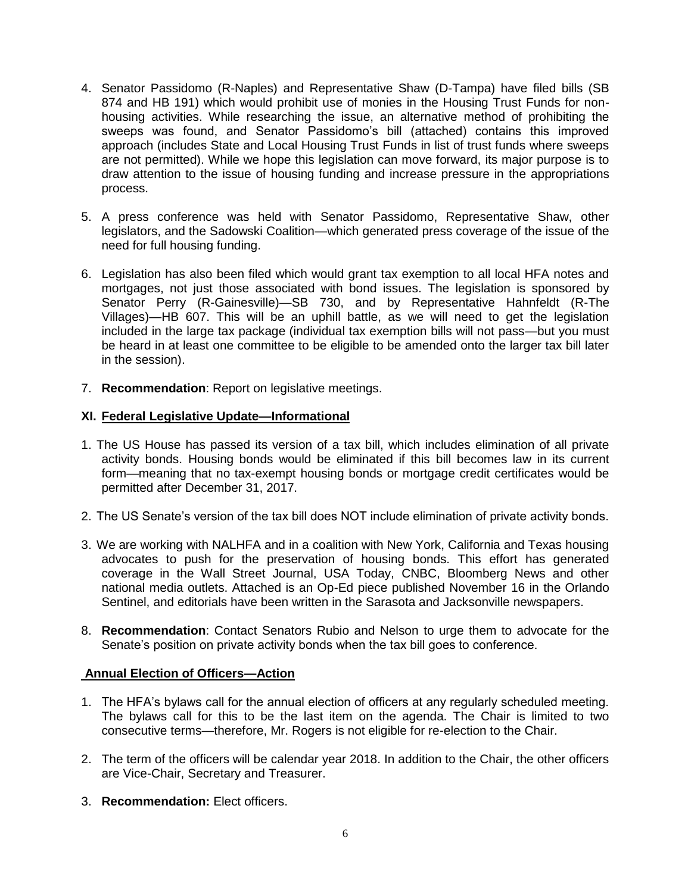4. Senator Passidomo (R-Naples) and Representative Shaw (D-Tampa) have filed bills (SB 874 and HB 191) which would prohibit use of monies in the Housing Trust Funds for non-housing activities. While researching the issue, an alternative method of prohibiting the sweeps was found, and Senator Passidomo's bill (attached) contains this improved approach (includes State and Local Housing Trust Funds in list of trust funds where sweeps are not permitted). While we hope this legislation can move forward, its major purpose is to draw attention to the issue of housing funding and increase pressure in the appropriations process.

5. A press conference was held with Senator Passidomo, Representative Shaw, other legislators, and the Sadowski Coalition—which generated press coverage of the issue of the need for full housing funding.

6. Legislation has also been filed which would grant tax exemption to all local HFA notes and mortgages, not just those associated with bond issues. The legislation is sponsored by Senator Perry (R-Gainesville)—SB 730, and by Representative Hahnfeldt (R-The Villages)—HB 607. This will be an uphill battle, as we will need to get the legislation included in the large tax package (individual tax exemption bills will not pass—but you must be heard in at least one committee to be eligible to be amended onto the larger tax bill later in the session).

7. **Recommendation**: Report on legislative meetings.

## XI. Federal Legislative Update—Informational

1. The US House has passed its version of a tax bill, which includes elimination of all private activity bonds. Housing bonds would be eliminated if this bill becomes law in its current form—meaning that no tax-exempt housing bonds or mortgage credit certificates would be permitted after December 31, 2017.

2. The US Senate's version of the tax bill does NOT include elimination of private activity bonds.

3. We are working with NALHFA and in a coalition with New York, California and Texas housing advocates to push for the preservation of housing bonds. This effort has generated coverage in the Wall Street Journal, USA Today, CNBC, Bloomberg News and other national media outlets. Attached is an Op-Ed piece published November 16 in the Orlando Sentinel, and editorials have been written in the Sarasota and Jacksonville newspapers.

8. **Recommendation**: Contact Senators Rubio and Nelson to urge them to advocate for the Senate's position on private activity bonds when the tax bill goes to conference.

## Annual Election of Officers—Action

1. The HFA's bylaws call for the annual election of officers at any regularly scheduled meeting. The bylaws call for this to be the last item on the agenda. The Chair is limited to two consecutive terms—therefore, Mr. Rogers is not eligible for re-election to the Chair.

2. The term of the officers will be calendar year 2018. In addition to the Chair, the other officers are Vice-Chair, Secretary and Treasurer.

3. **Recommendation:** Elect officers.